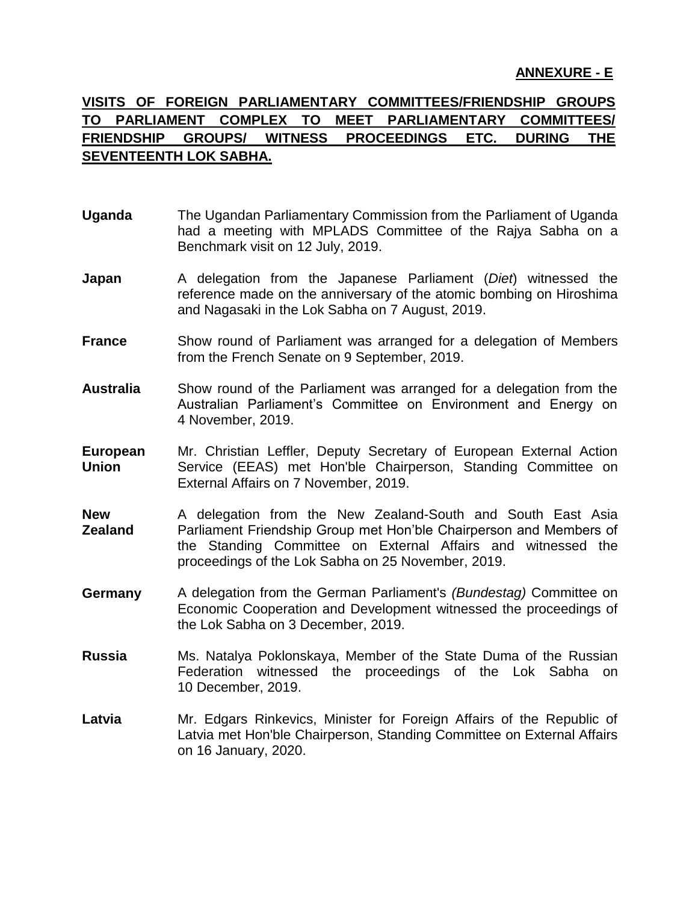**ANNEXURE - E**

## VISITS OF FOREIGN PARLIAMENTARY COMMITTEES/FRIENDSHIP GROUPS TO PARLIAMENT COMPLEX TO MEET PARLIAMENTARY COMMITTEES/ FRIENDSHIP GROUPS/ WITNESS PROCEEDINGS ETC. DURING THE SEVENTEENTH LOK SABHA.

**Uganda** — The Ugandan Parliamentary Commission from the Parliament of Uganda had a meeting with MPLADS Committee of the Rajya Sabha on a Benchmark visit on 12 July, 2019.

**Japan** — A delegation from the Japanese Parliament (*Diet*) witnessed the reference made on the anniversary of the atomic bombing on Hiroshima and Nagasaki in the Lok Sabha on 7 August, 2019.

**France** — Show round of Parliament was arranged for a delegation of Members from the French Senate on 9 September, 2019.

**Australia** — Show round of the Parliament was arranged for a delegation from the Australian Parliament's Committee on Environment and Energy on 4 November, 2019.

**European Union** — Mr. Christian Leffler, Deputy Secretary of European External Action Service (EEAS) met Hon'ble Chairperson, Standing Committee on External Affairs on 7 November, 2019.

**New Zealand** — A delegation from the New Zealand-South and South East Asia Parliament Friendship Group met Hon'ble Chairperson and Members of the Standing Committee on External Affairs and witnessed the proceedings of the Lok Sabha on 25 November, 2019.

**Germany** — A delegation from the German Parliament's *(Bundestag)* Committee on Economic Cooperation and Development witnessed the proceedings of the Lok Sabha on 3 December, 2019.

**Russia** — Ms. Natalya Poklonskaya, Member of the State Duma of the Russian Federation witnessed the proceedings of the Lok Sabha on 10 December, 2019.

**Latvia** — Mr. Edgars Rinkevics, Minister for Foreign Affairs of the Republic of Latvia met Hon'ble Chairperson, Standing Committee on External Affairs on 16 January, 2020.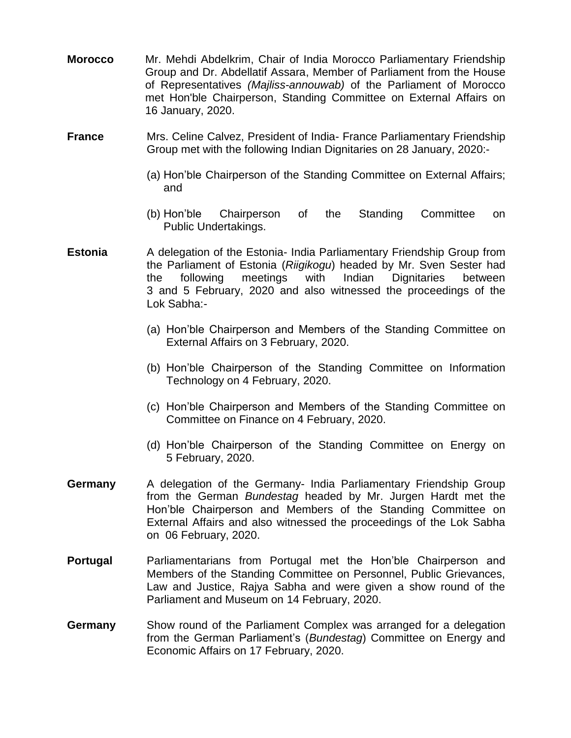**Morocco** Mr. Mehdi Abdelkrim, Chair of India Morocco Parliamentary Friendship Group and Dr. Abdellatif Assara, Member of Parliament from the House of Representatives *(Majliss-annouwab)* of the Parliament of Morocco met Hon'ble Chairperson, Standing Committee on External Affairs on 16 January, 2020.

**France** Mrs. Celine Calvez, President of India- France Parliamentary Friendship Group met with the following Indian Dignitaries on 28 January, 2020:-

(a) Hon'ble Chairperson of the Standing Committee on External Affairs; and

(b) Hon'ble Chairperson of the Standing Committee on Public Undertakings.

**Estonia** A delegation of the Estonia- India Parliamentary Friendship Group from the Parliament of Estonia (*Riigikogu*) headed by Mr. Sven Sester had the following meetings with Indian Dignitaries between 3 and 5 February, 2020 and also witnessed the proceedings of the Lok Sabha:-

(a) Hon'ble Chairperson and Members of the Standing Committee on External Affairs on 3 February, 2020.

(b) Hon'ble Chairperson of the Standing Committee on Information Technology on 4 February, 2020.

(c) Hon'ble Chairperson and Members of the Standing Committee on Committee on Finance on 4 February, 2020.

(d) Hon'ble Chairperson of the Standing Committee on Energy on 5 February, 2020.

**Germany** A delegation of the Germany- India Parliamentary Friendship Group from the German *Bundestag* headed by Mr. Jurgen Hardt met the Hon'ble Chairperson and Members of the Standing Committee on External Affairs and also witnessed the proceedings of the Lok Sabha on 06 February, 2020.

**Portugal** Parliamentarians from Portugal met the Hon'ble Chairperson and Members of the Standing Committee on Personnel, Public Grievances, Law and Justice, Rajya Sabha and were given a show round of the Parliament and Museum on 14 February, 2020.

**Germany** Show round of the Parliament Complex was arranged for a delegation from the German Parliament's (*Bundestag*) Committee on Energy and Economic Affairs on 17 February, 2020.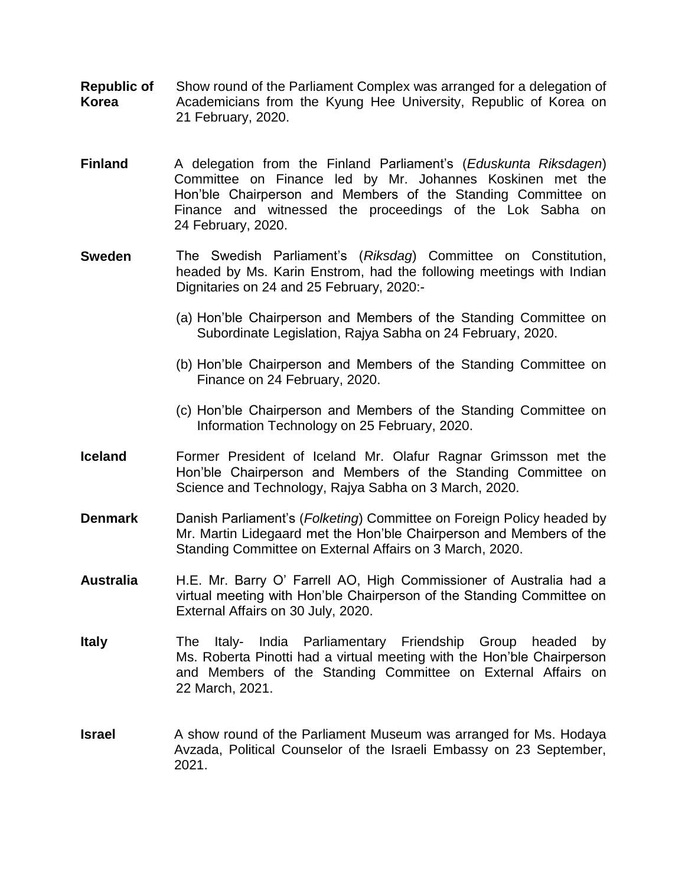**Republic of Korea** Show round of the Parliament Complex was arranged for a delegation of Academicians from the Kyung Hee University, Republic of Korea on 21 February, 2020.

**Finland** A delegation from the Finland Parliament's (*Eduskunta Riksdagen*) Committee on Finance led by Mr. Johannes Koskinen met the Hon'ble Chairperson and Members of the Standing Committee on Finance and witnessed the proceedings of the Lok Sabha on 24 February, 2020.

**Sweden** The Swedish Parliament's (*Riksdag*) Committee on Constitution, headed by Ms. Karin Enstrom, had the following meetings with Indian Dignitaries on 24 and 25 February, 2020:-

(a) Hon'ble Chairperson and Members of the Standing Committee on Subordinate Legislation, Rajya Sabha on 24 February, 2020.

(b) Hon'ble Chairperson and Members of the Standing Committee on Finance on 24 February, 2020.

(c) Hon'ble Chairperson and Members of the Standing Committee on Information Technology on 25 February, 2020.

**Iceland** Former President of Iceland Mr. Olafur Ragnar Grimsson met the Hon'ble Chairperson and Members of the Standing Committee on Science and Technology, Rajya Sabha on 3 March, 2020.

**Denmark** Danish Parliament's (*Folketing*) Committee on Foreign Policy headed by Mr. Martin Lidegaard met the Hon'ble Chairperson and Members of the Standing Committee on External Affairs on 3 March, 2020.

**Australia** H.E. Mr. Barry O' Farrell AO, High Commissioner of Australia had a virtual meeting with Hon'ble Chairperson of the Standing Committee on External Affairs on 30 July, 2020.

**Italy** The Italy- India Parliamentary Friendship Group headed by Ms. Roberta Pinotti had a virtual meeting with the Hon'ble Chairperson and Members of the Standing Committee on External Affairs on 22 March, 2021.

**Israel** A show round of the Parliament Museum was arranged for Ms. Hodaya Avzada, Political Counselor of the Israeli Embassy on 23 September, 2021.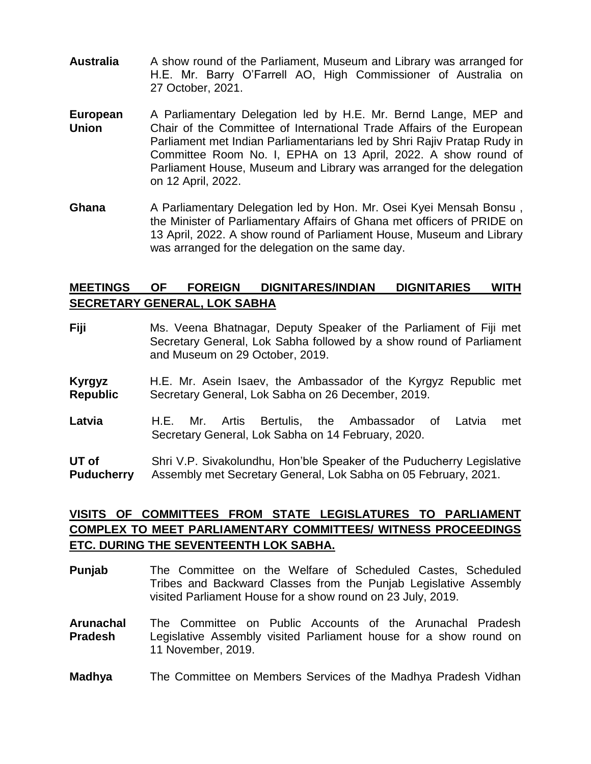**Australia** A show round of the Parliament, Museum and Library was arranged for H.E. Mr. Barry O'Farrell AO, High Commissioner of Australia on 27 October, 2021.

**European Union** A Parliamentary Delegation led by H.E. Mr. Bernd Lange, MEP and Chair of the Committee of International Trade Affairs of the European Parliament met Indian Parliamentarians led by Shri Rajiv Pratap Rudy in Committee Room No. I, EPHA on 13 April, 2022. A show round of Parliament House, Museum and Library was arranged for the delegation on 12 April, 2022.

**Ghana** A Parliamentary Delegation led by Hon. Mr. Osei Kyei Mensah Bonsu , the Minister of Parliamentary Affairs of Ghana met officers of PRIDE on 13 April, 2022. A show round of Parliament House, Museum and Library was arranged for the delegation on the same day.

## MEETINGS OF FOREIGN DIGNITARES/INDIAN DIGNITARIES WITH SECRETARY GENERAL, LOK SABHA

**Fiji** Ms. Veena Bhatnagar, Deputy Speaker of the Parliament of Fiji met Secretary General, Lok Sabha followed by a show round of Parliament and Museum on 29 October, 2019.

**Kyrgyz Republic** H.E. Mr. Asein Isaev, the Ambassador of the Kyrgyz Republic met Secretary General, Lok Sabha on 26 December, 2019.

**Latvia** H.E. Mr. Artis Bertulis, the Ambassador of Latvia met Secretary General, Lok Sabha on 14 February, 2020.

**UT of Puducherry** Shri V.P. Sivakolundhu, Hon'ble Speaker of the Puducherry Legislative Assembly met Secretary General, Lok Sabha on 05 February, 2021.

## VISITS OF COMMITTEES FROM STATE LEGISLATURES TO PARLIAMENT COMPLEX TO MEET PARLIAMENTARY COMMITTEES/ WITNESS PROCEEDINGS ETC. DURING THE SEVENTEENTH LOK SABHA.

**Punjab** The Committee on the Welfare of Scheduled Castes, Scheduled Tribes and Backward Classes from the Punjab Legislative Assembly visited Parliament House for a show round on 23 July, 2019.

**Arunachal Pradesh** The Committee on Public Accounts of the Arunachal Pradesh Legislative Assembly visited Parliament house for a show round on 11 November, 2019.

**Madhya** The Committee on Members Services of the Madhya Pradesh Vidhan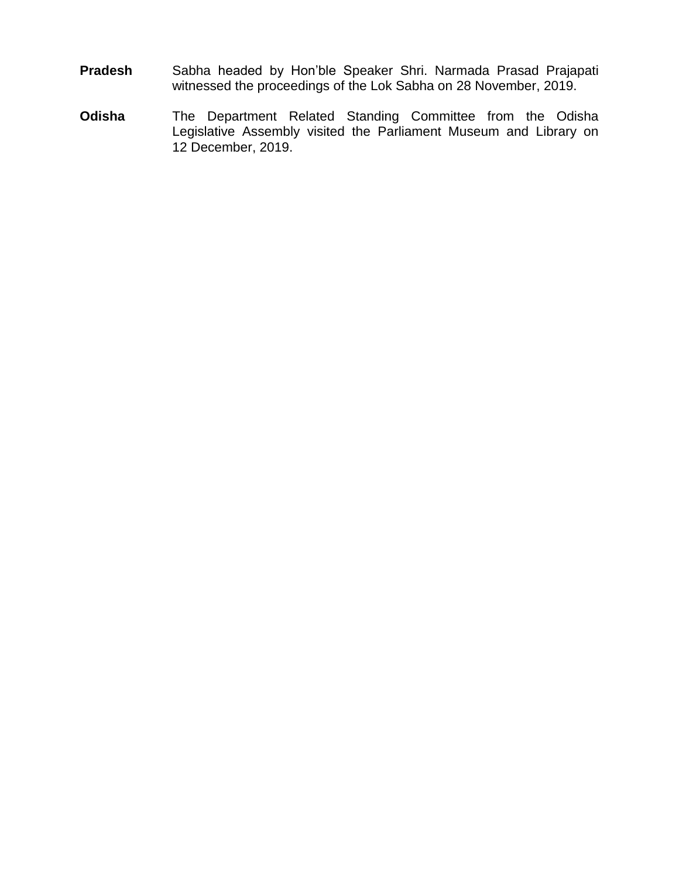**Pradesh** Sabha headed by Hon'ble Speaker Shri. Narmada Prasad Prajapati witnessed the proceedings of the Lok Sabha on 28 November, 2019.

**Odisha** The Department Related Standing Committee from the Odisha Legislative Assembly visited the Parliament Museum and Library on 12 December, 2019.